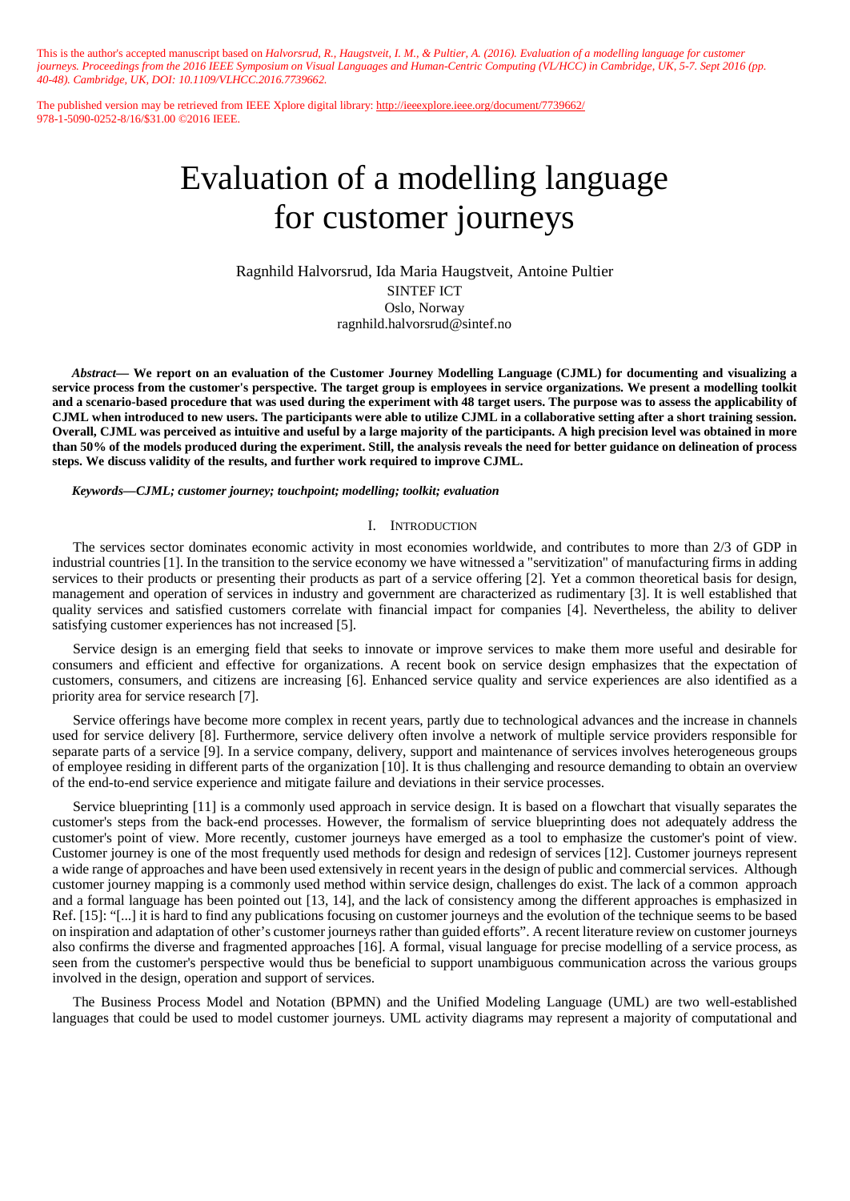This is the author's accepted manuscript based on *Halvorsrud, R., Haugstveit, I. M., & Pultier, A. (2016). Evaluation of a modelling language for customer journeys. Proceedings from the 2016 IEEE Symposium on Visual Languages and Human-Centric Computing (VL/HCC) in Cambridge, UK, 5-7. Sept 2016 (pp. 40-48). Cambridge, UK, DOI: 10.1109/VLHCC.2016.7739662.*

The published version may be retrieved from IEEE Xplore digital library: http://ieeexplore.ieee.org/document/7739662/
978-1-5090-0252-8/16/$31.00 ©2016 IEEE.

# Evaluation of a modelling language for customer journeys

Ragnhild Halvorsrud, Ida Maria Haugstveit, Antoine Pultier
SINTEF ICT
Oslo, Norway
ragnhild.halvorsrud@sintef.no

***Abstract*— We report on an evaluation of the Customer Journey Modelling Language (CJML) for documenting and visualizing a service process from the customer's perspective. The target group is employees in service organizations. We present a modelling toolkit and a scenario-based procedure that was used during the experiment with 48 target users. The purpose was to assess the applicability of CJML when introduced to new users. The participants were able to utilize CJML in a collaborative setting after a short training session. Overall, CJML was perceived as intuitive and useful by a large majority of the participants. A high precision level was obtained in more than 50% of the models produced during the experiment. Still, the analysis reveals the need for better guidance on delineation of process steps. We discuss validity of the results, and further work required to improve CJML.**

***Keywords—CJML; customer journey; touchpoint; modelling; toolkit; evaluation***

## I. Introduction

The services sector dominates economic activity in most economies worldwide, and contributes to more than 2/3 of GDP in industrial countries [1]. In the transition to the service economy we have witnessed a "servitization" of manufacturing firms in adding services to their products or presenting their products as part of a service offering [2]. Yet a common theoretical basis for design, management and operation of services in industry and government are characterized as rudimentary [3]. It is well established that quality services and satisfied customers correlate with financial impact for companies [4]. Nevertheless, the ability to deliver satisfying customer experiences has not increased [5].

Service design is an emerging field that seeks to innovate or improve services to make them more useful and desirable for consumers and efficient and effective for organizations. A recent book on service design emphasizes that the expectation of customers, consumers, and citizens are increasing [6]. Enhanced service quality and service experiences are also identified as a priority area for service research [7].

Service offerings have become more complex in recent years, partly due to technological advances and the increase in channels used for service delivery [8]. Furthermore, service delivery often involve a network of multiple service providers responsible for separate parts of a service [9]. In a service company, delivery, support and maintenance of services involves heterogeneous groups of employee residing in different parts of the organization [10]. It is thus challenging and resource demanding to obtain an overview of the end-to-end service experience and mitigate failure and deviations in their service processes.

Service blueprinting [11] is a commonly used approach in service design. It is based on a flowchart that visually separates the customer's steps from the back-end processes. However, the formalism of service blueprinting does not adequately address the customer's point of view. More recently, customer journeys have emerged as a tool to emphasize the customer's point of view. Customer journey is one of the most frequently used methods for design and redesign of services [12]. Customer journeys represent a wide range of approaches and have been used extensively in recent years in the design of public and commercial services. Although customer journey mapping is a commonly used method within service design, challenges do exist. The lack of a common approach and a formal language has been pointed out [13, 14], and the lack of consistency among the different approaches is emphasized in Ref. [15]: "[...] it is hard to find any publications focusing on customer journeys and the evolution of the technique seems to be based on inspiration and adaptation of other's customer journeys rather than guided efforts". A recent literature review on customer journeys also confirms the diverse and fragmented approaches [16]. A formal, visual language for precise modelling of a service process, as seen from the customer's perspective would thus be beneficial to support unambiguous communication across the various groups involved in the design, operation and support of services.

The Business Process Model and Notation (BPMN) and the Unified Modeling Language (UML) are two well-established languages that could be used to model customer journeys. UML activity diagrams may represent a majority of computational and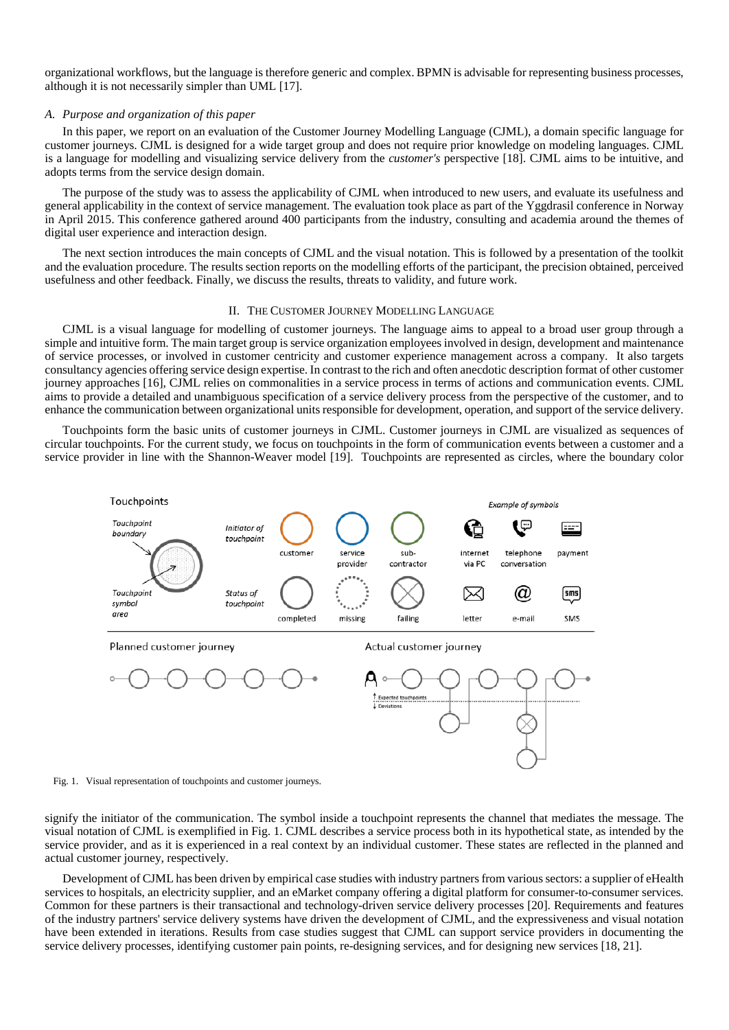organizational workflows, but the language is therefore generic and complex. BPMN is advisable for representing business processes, although it is not necessarily simpler than UML [17].

### *A. Purpose and organization of this paper*

In this paper, we report on an evaluation of the Customer Journey Modelling Language (CJML), a domain specific language for customer journeys. CJML is designed for a wide target group and does not require prior knowledge on modeling languages. CJML is a language for modelling and visualizing service delivery from the *customer's* perspective [18]. CJML aims to be intuitive, and adopts terms from the service design domain.

The purpose of the study was to assess the applicability of CJML when introduced to new users, and evaluate its usefulness and general applicability in the context of service management. The evaluation took place as part of the Yggdrasil conference in Norway in April 2015. This conference gathered around 400 participants from the industry, consulting and academia around the themes of digital user experience and interaction design.

The next section introduces the main concepts of CJML and the visual notation. This is followed by a presentation of the toolkit and the evaluation procedure. The results section reports on the modelling efforts of the participant, the precision obtained, perceived usefulness and other feedback. Finally, we discuss the results, threats to validity, and future work.

## II. The Customer Journey Modelling Language

CJML is a visual language for modelling of customer journeys. The language aims to appeal to a broad user group through a simple and intuitive form. The main target group is service organization employees involved in design, development and maintenance of service processes, or involved in customer centricity and customer experience management across a company. It also targets consultancy agencies offering service design expertise. In contrast to the rich and often anecdotic description format of other customer journey approaches [16], CJML relies on commonalities in a service process in terms of actions and communication events. CJML aims to provide a detailed and unambiguous specification of a service delivery process from the perspective of the customer, and to enhance the communication between organizational units responsible for development, operation, and support of the service delivery.

Touchpoints form the basic units of customer journeys in CJML. Customer journeys in CJML are visualized as sequences of circular touchpoints. For the current study, we focus on touchpoints in the form of communication events between a customer and a service provider in line with the Shannon-Weaver model [19]. Touchpoints are represented as circles, where the boundary color

Fig. 1. Visual representation of touchpoints and customer journeys.

signify the initiator of the communication. The symbol inside a touchpoint represents the channel that mediates the message. The visual notation of CJML is exemplified in Fig. 1. CJML describes a service process both in its hypothetical state, as intended by the service provider, and as it is experienced in a real context by an individual customer. These states are reflected in the planned and actual customer journey, respectively.

Development of CJML has been driven by empirical case studies with industry partners from various sectors: a supplier of eHealth services to hospitals, an electricity supplier, and an eMarket company offering a digital platform for consumer-to-consumer services. Common for these partners is their transactional and technology-driven service delivery processes [20]. Requirements and features of the industry partners' service delivery systems have driven the development of CJML, and the expressiveness and visual notation have been extended in iterations. Results from case studies suggest that CJML can support service providers in documenting the service delivery processes, identifying customer pain points, re-designing services, and for designing new services [18, 21].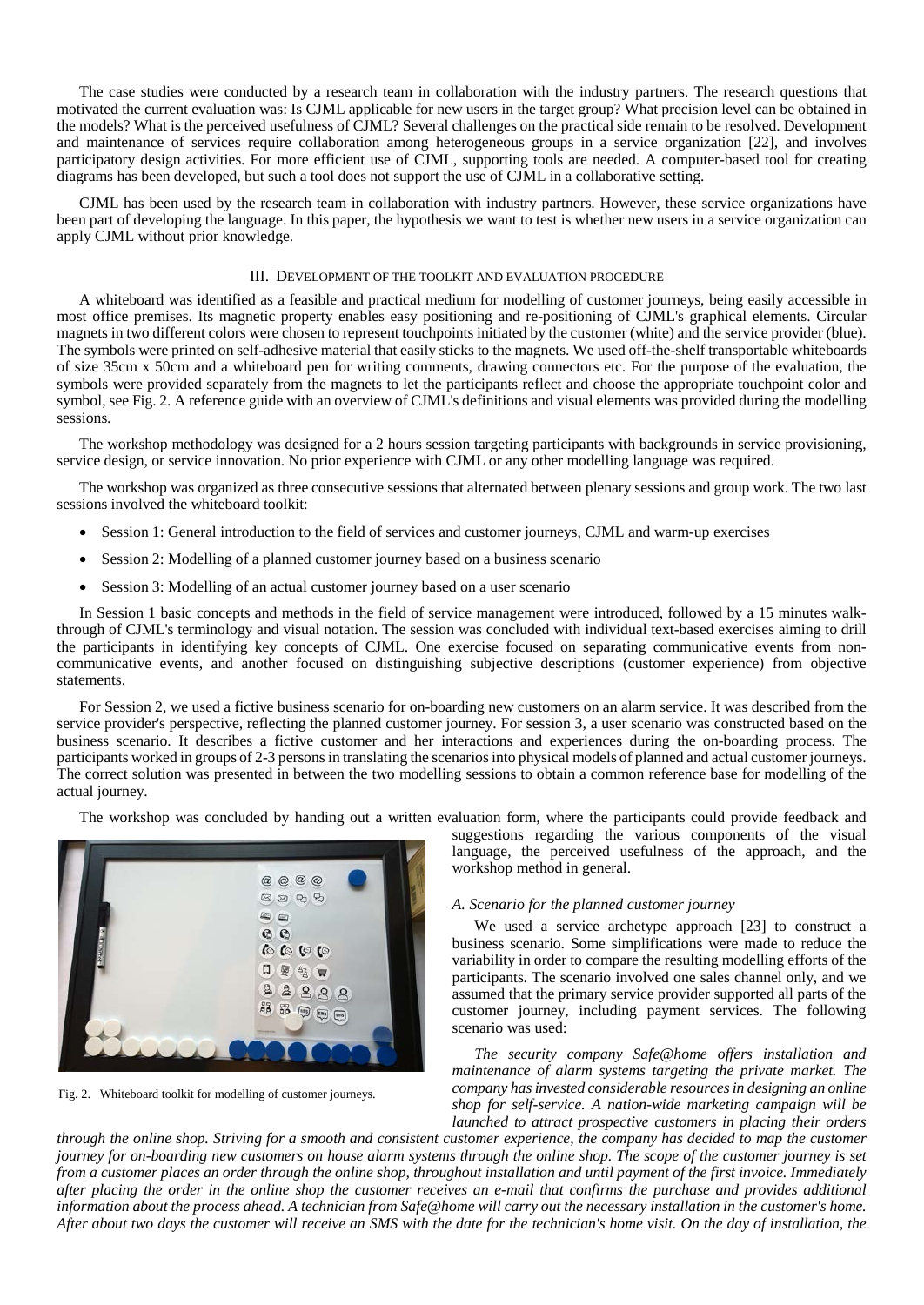The case studies were conducted by a research team in collaboration with the industry partners. The research questions that motivated the current evaluation was: Is CJML applicable for new users in the target group? What precision level can be obtained in the models? What is the perceived usefulness of CJML? Several challenges on the practical side remain to be resolved. Development and maintenance of services require collaboration among heterogeneous groups in a service organization [22], and involves participatory design activities. For more efficient use of CJML, supporting tools are needed. A computer-based tool for creating diagrams has been developed, but such a tool does not support the use of CJML in a collaborative setting.

CJML has been used by the research team in collaboration with industry partners. However, these service organizations have been part of developing the language. In this paper, the hypothesis we want to test is whether new users in a service organization can apply CJML without prior knowledge.

## III. Development of the toolkit and evaluation procedure

A whiteboard was identified as a feasible and practical medium for modelling of customer journeys, being easily accessible in most office premises. Its magnetic property enables easy positioning and re-positioning of CJML's graphical elements. Circular magnets in two different colors were chosen to represent touchpoints initiated by the customer (white) and the service provider (blue). The symbols were printed on self-adhesive material that easily sticks to the magnets. We used off-the-shelf transportable whiteboards of size 35cm x 50cm and a whiteboard pen for writing comments, drawing connectors etc. For the purpose of the evaluation, the symbols were provided separately from the magnets to let the participants reflect and choose the appropriate touchpoint color and symbol, see Fig. 2. A reference guide with an overview of CJML's definitions and visual elements was provided during the modelling sessions.

The workshop methodology was designed for a 2 hours session targeting participants with backgrounds in service provisioning, service design, or service innovation. No prior experience with CJML or any other modelling language was required.

The workshop was organized as three consecutive sessions that alternated between plenary sessions and group work. The two last sessions involved the whiteboard toolkit:

- Session 1: General introduction to the field of services and customer journeys, CJML and warm-up exercises
- Session 2: Modelling of a planned customer journey based on a business scenario
- Session 3: Modelling of an actual customer journey based on a user scenario

In Session 1 basic concepts and methods in the field of service management were introduced, followed by a 15 minutes walk-through of CJML's terminology and visual notation. The session was concluded with individual text-based exercises aiming to drill the participants in identifying key concepts of CJML. One exercise focused on separating communicative events from non-communicative events, and another focused on distinguishing subjective descriptions (customer experience) from objective statements.

For Session 2, we used a fictive business scenario for on-boarding new customers on an alarm service. It was described from the service provider's perspective, reflecting the planned customer journey. For session 3, a user scenario was constructed based on the business scenario. It describes a fictive customer and her interactions and experiences during the on-boarding process. The participants worked in groups of 2-3 persons in translating the scenarios into physical models of planned and actual customer journeys. The correct solution was presented in between the two modelling sessions to obtain a common reference base for modelling of the actual journey.

The workshop was concluded by handing out a written evaluation form, where the participants could provide feedback and suggestions regarding the various components of the visual language, the perceived usefulness of the approach, and the workshop method in general.

Fig. 2. Whiteboard toolkit for modelling of customer journeys.

### A. Scenario for the planned customer journey

We used a service archetype approach [23] to construct a business scenario. Some simplifications were made to reduce the variability in order to compare the resulting modelling efforts of the participants. The scenario involved one sales channel only, and we assumed that the primary service provider supported all parts of the customer journey, including payment services. The following scenario was used:

*The security company Safe@home offers installation and maintenance of alarm systems targeting the private market. The company has invested considerable resources in designing an online shop for self-service. A nation-wide marketing campaign will be launched to attract prospective customers in placing their orders through the online shop. Striving for a smooth and consistent customer experience, the company has decided to map the customer journey for on-boarding new customers on house alarm systems through the online shop. The scope of the customer journey is set from a customer places an order through the online shop, throughout installation and until payment of the first invoice. Immediately after placing the order in the online shop the customer receives an e-mail that confirms the purchase and provides additional information about the process ahead. A technician from Safe@home will carry out the necessary installation in the customer's home. After about two days the customer will receive an SMS with the date for the technician's home visit. On the day of installation, the*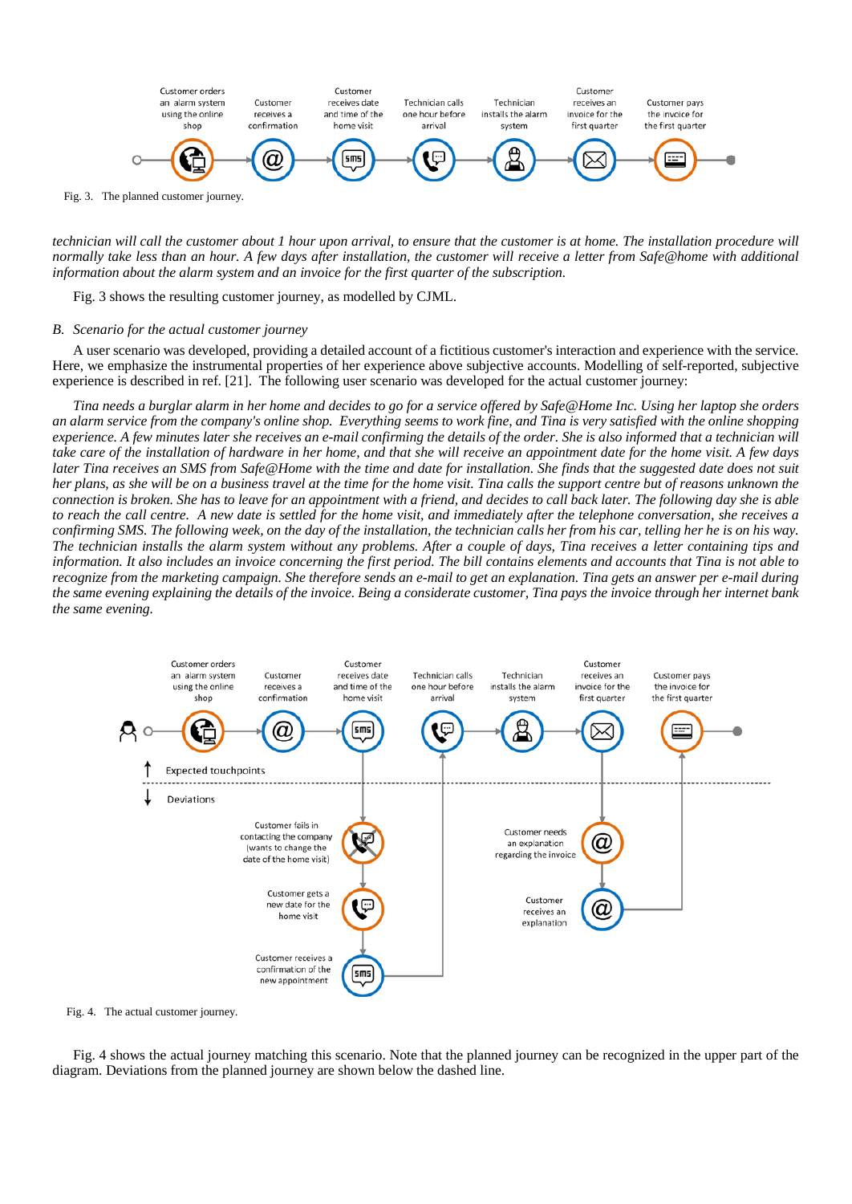Customer orders an alarm system using the online shop

Customer receives a confirmation

Customer receives date and time of the home visit

Technician calls one hour before arrival

Technician installs the alarm system

Customer receives an invoice for the first quarter

Customer pays the invoice for the first quarter

Fig. 3. The planned customer journey.

*technician will call the customer about 1 hour upon arrival, to ensure that the customer is at home. The installation procedure will normally take less than an hour. A few days after installation, the customer will receive a letter from Safe@home with additional information about the alarm system and an invoice for the first quarter of the subscription.*

Fig. 3 shows the resulting customer journey, as modelled by CJML.

### *B. Scenario for the actual customer journey*

A user scenario was developed, providing a detailed account of a fictitious customer's interaction and experience with the service. Here, we emphasize the instrumental properties of her experience above subjective accounts. Modelling of self-reported, subjective experience is described in ref. [21]. The following user scenario was developed for the actual customer journey:

*Tina needs a burglar alarm in her home and decides to go for a service offered by Safe@Home Inc. Using her laptop she orders an alarm service from the company's online shop. Everything seems to work fine, and Tina is very satisfied with the online shopping experience. A few minutes later she receives an e-mail confirming the details of the order. She is also informed that a technician will take care of the installation of hardware in her home, and that she will receive an appointment date for the home visit. A few days later Tina receives an SMS from Safe@Home with the time and date for installation. She finds that the suggested date does not suit her plans, as she will be on a business travel at the time for the home visit. Tina calls the support centre but of reasons unknown the connection is broken. She has to leave for an appointment with a friend, and decides to call back later. The following day she is able to reach the call centre. A new date is settled for the home visit, and immediately after the telephone conversation, she receives a confirming SMS. The following week, on the day of the installation, the technician calls her from his car, telling her he is on his way. The technician installs the alarm system without any problems. After a couple of days, Tina receives a letter containing tips and information. It also includes an invoice concerning the first period. The bill contains elements and accounts that Tina is not able to recognize from the marketing campaign. She therefore sends an e-mail to get an explanation. Tina gets an answer per e-mail during the same evening explaining the details of the invoice. Being a considerate customer, Tina pays the invoice through her internet bank the same evening.*

Customer orders an alarm system using the online shop

Customer receives a confirmation

Customer receives date and time of the home visit

Technician calls one hour before arrival

Technician installs the alarm system

Customer receives an invoice for the first quarter

Customer pays the invoice for the first quarter

Expected touchpoints

Deviations

Customer fails in contacting the company (wants to change the date of the home visit)

Customer gets a new date for the home visit

Customer receives a confirmation of the new appointment

Customer needs an explanation regarding the invoice

Customer receives an explanation

Fig. 4. The actual customer journey.

Fig. 4 shows the actual journey matching this scenario. Note that the planned journey can be recognized in the upper part of the diagram. Deviations from the planned journey are shown below the dashed line.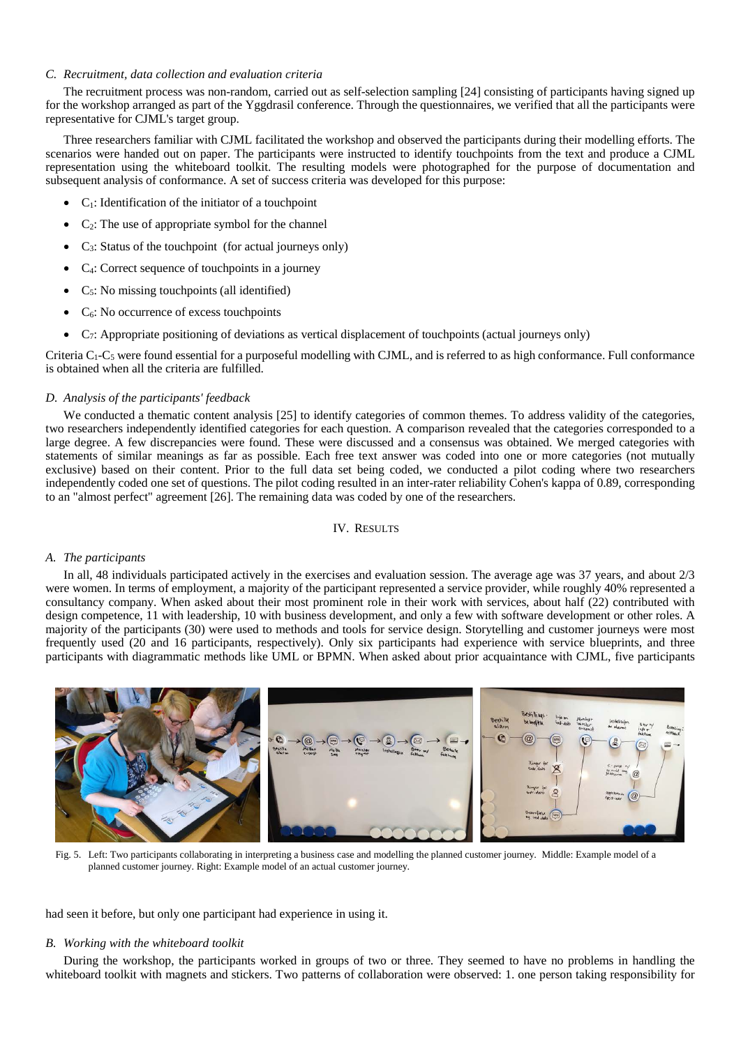### C. Recruitment, data collection and evaluation criteria

The recruitment process was non-random, carried out as self-selection sampling [24] consisting of participants having signed up for the workshop arranged as part of the Yggdrasil conference. Through the questionnaires, we verified that all the participants were representative for CJML's target group.

Three researchers familiar with CJML facilitated the workshop and observed the participants during their modelling efforts. The scenarios were handed out on paper. The participants were instructed to identify touchpoints from the text and produce a CJML representation using the whiteboard toolkit. The resulting models were photographed for the purpose of documentation and subsequent analysis of conformance. A set of success criteria was developed for this purpose:

- $C_1$: Identification of the initiator of a touchpoint
- $C_2$: The use of appropriate symbol for the channel
- $C_3$: Status of the touchpoint (for actual journeys only)
- $C_4$: Correct sequence of touchpoints in a journey
- $C_5$: No missing touchpoints (all identified)
- $C_6$: No occurrence of excess touchpoints
- $C_7$: Appropriate positioning of deviations as vertical displacement of touchpoints (actual journeys only)

Criteria $C_1$-$C_5$ were found essential for a purposeful modelling with CJML, and is referred to as high conformance. Full conformance is obtained when all the criteria are fulfilled.

### D. Analysis of the participants' feedback

We conducted a thematic content analysis [25] to identify categories of common themes. To address validity of the categories, two researchers independently identified categories for each question. A comparison revealed that the categories corresponded to a large degree. A few discrepancies were found. These were discussed and a consensus was obtained. We merged categories with statements of similar meanings as far as possible. Each free text answer was coded into one or more categories (not mutually exclusive) based on their content. Prior to the full data set being coded, we conducted a pilot coding where two researchers independently coded one set of questions. The pilot coding resulted in an inter-rater reliability Cohen's kappa of 0.89, corresponding to an "almost perfect" agreement [26]. The remaining data was coded by one of the researchers.

## IV. Results

### A. The participants

In all, 48 individuals participated actively in the exercises and evaluation session. The average age was 37 years, and about 2/3 were women. In terms of employment, a majority of the participant represented a service provider, while roughly 40% represented a consultancy company. When asked about their most prominent role in their work with services, about half (22) contributed with design competence, 11 with leadership, 10 with business development, and only a few with software development or other roles. A majority of the participants (30) were used to methods and tools for service design. Storytelling and customer journeys were most frequently used (20 and 16 participants, respectively). Only six participants had experience with service blueprints, and three participants with diagrammatic methods like UML or BPMN. When asked about prior acquaintance with CJML, five participants had seen it before, but only one participant had experience in using it.

Fig. 5. Left: Two participants collaborating in interpreting a business case and modelling the planned customer journey. Middle: Example model of a planned customer journey. Right: Example model of an actual customer journey.

### B. Working with the whiteboard toolkit

During the workshop, the participants worked in groups of two or three. They seemed to have no problems in handling the whiteboard toolkit with magnets and stickers. Two patterns of collaboration were observed: 1. one person taking responsibility for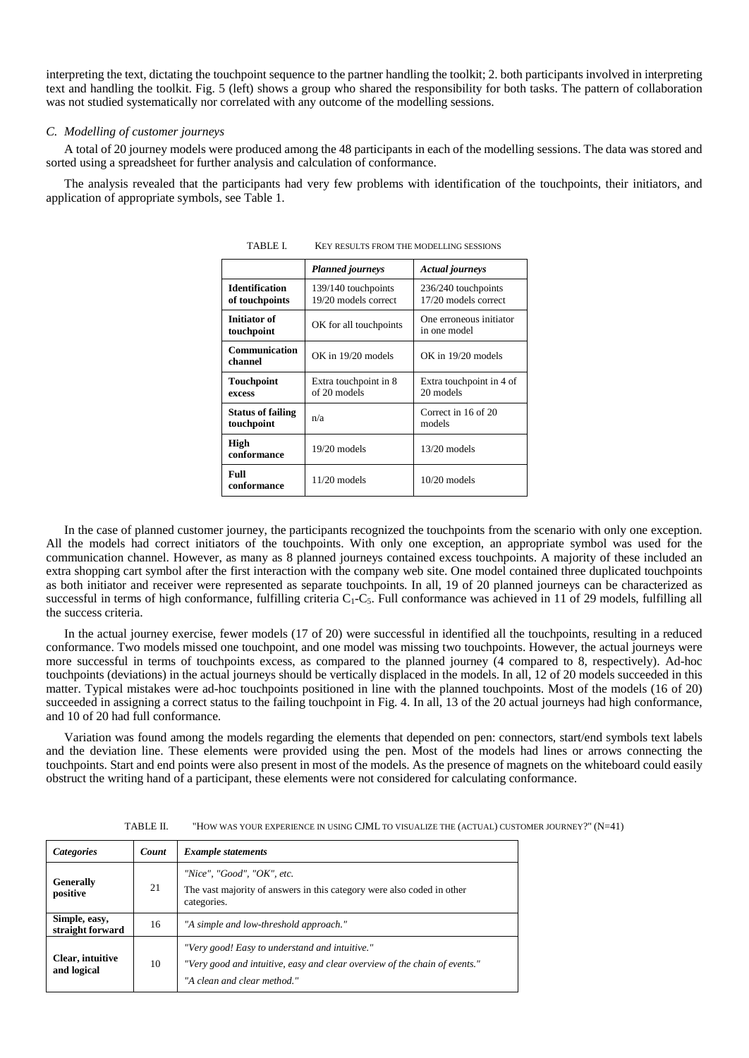interpreting the text, dictating the touchpoint sequence to the partner handling the toolkit; 2. both participants involved in interpreting text and handling the toolkit. Fig. 5 (left) shows a group who shared the responsibility for both tasks. The pattern of collaboration was not studied systematically nor correlated with any outcome of the modelling sessions.

### C. Modelling of customer journeys

A total of 20 journey models were produced among the 48 participants in each of the modelling sessions. The data was stored and sorted using a spreadsheet for further analysis and calculation of conformance.

The analysis revealed that the participants had very few problems with identification of the touchpoints, their initiators, and application of appropriate symbols, see Table 1.

TABLE I. KEY RESULTS FROM THE MODELLING SESSIONS

| | *Planned journeys* | *Actual journeys* |
|---|---|---|
| **Identification of touchpoints** | 139/140 touchpoints 19/20 models correct | 236/240 touchpoints 17/20 models correct |
| **Initiator of touchpoint** | OK for all touchpoints | One erroneous initiator in one model |
| **Communication channel** | OK in 19/20 models | OK in 19/20 models |
| **Touchpoint excess** | Extra touchpoint in 8 of 20 models | Extra touchpoint in 4 of 20 models |
| **Status of failing touchpoint** | n/a | Correct in 16 of 20 models |
| **High conformance** | 19/20 models | 13/20 models |
| **Full conformance** | 11/20 models | 10/20 models |

In the case of planned customer journey, the participants recognized the touchpoints from the scenario with only one exception. All the models had correct initiators of the touchpoints. With only one exception, an appropriate symbol was used for the communication channel. However, as many as 8 planned journeys contained excess touchpoints. A majority of these included an extra shopping cart symbol after the first interaction with the company web site. One model contained three duplicated touchpoints as both initiator and receiver were represented as separate touchpoints. In all, 19 of 20 planned journeys can be characterized as successful in terms of high conformance, fulfilling criteria $C_1$-$C_5$. Full conformance was achieved in 11 of 29 models, fulfilling all the success criteria.

In the actual journey exercise, fewer models (17 of 20) were successful in identified all the touchpoints, resulting in a reduced conformance. Two models missed one touchpoint, and one model was missing two touchpoints. However, the actual journeys were more successful in terms of touchpoints excess, as compared to the planned journey (4 compared to 8, respectively). Ad-hoc touchpoints (deviations) in the actual journeys should be vertically displaced in the models. In all, 12 of 20 models succeeded in this matter. Typical mistakes were ad-hoc touchpoints positioned in line with the planned touchpoints. Most of the models (16 of 20) succeeded in assigning a correct status to the failing touchpoint in Fig. 4. In all, 13 of the 20 actual journeys had high conformance, and 10 of 20 had full conformance.

Variation was found among the models regarding the elements that depended on pen: connectors, start/end symbols text labels and the deviation line. These elements were provided using the pen. Most of the models had lines or arrows connecting the touchpoints. Start and end points were also present in most of the models. As the presence of magnets on the whiteboard could easily obstruct the writing hand of a participant, these elements were not considered for calculating conformance.

TABLE II. "HOW WAS YOUR EXPERIENCE IN USING CJML TO VISUALIZE THE (ACTUAL) CUSTOMER JOURNEY?" (N=41)

| *Categories* | *Count* | *Example statements* |
|---|---|---|
| **Generally positive** | 21 | *"Nice", "Good", "OK", etc.* The vast majority of answers in this category were also coded in other categories. |
| **Simple, easy, straight forward** | 16 | *"A simple and low-threshold approach."* |
| **Clear, intuitive and logical** | 10 | *"Very good! Easy to understand and intuitive."* *"Very good and intuitive, easy and clear overview of the chain of events."* *"A clean and clear method."* |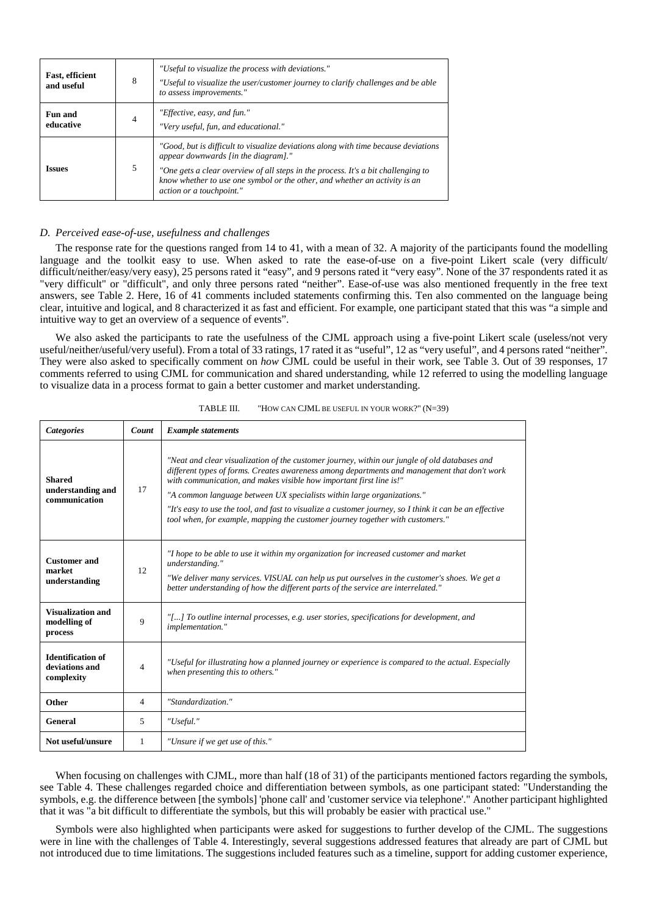| | | |
|---|---|---|
| **Fast, efficient and useful** | 8 | *"Useful to visualize the process with deviations."*<br>*"Useful to visualize the user/customer journey to clarify challenges and be able to assess improvements."* |
| **Fun and educative** | 4 | *"Effective, easy, and fun."*<br>*"Very useful, fun, and educational."* |
| **Issues** | 5 | *"Good, but is difficult to visualize deviations along with time because deviations appear downwards [in the diagram]."*<br>*"One gets a clear overview of all steps in the process. It's a bit challenging to know whether to use one symbol or the other, and whether an activity is an action or a touchpoint."* |

### *D. Perceived ease-of-use, usefulness and challenges*

The response rate for the questions ranged from 14 to 41, with a mean of 32. A majority of the participants found the modelling language and the toolkit easy to use. When asked to rate the ease-of-use on a five-point Likert scale (very difficult/ difficult/neither/easy/very easy), 25 persons rated it "easy", and 9 persons rated it "very easy". None of the 37 respondents rated it as "very difficult" or "difficult", and only three persons rated "neither". Ease-of-use was also mentioned frequently in the free text answers, see Table 2. Here, 16 of 41 comments included statements confirming this. Ten also commented on the language being clear, intuitive and logical, and 8 characterized it as fast and efficient. For example, one participant stated that this was "a simple and intuitive way to get an overview of a sequence of events".

We also asked the participants to rate the usefulness of the CJML approach using a five-point Likert scale (useless/not very useful/neither/useful/very useful). From a total of 33 ratings, 17 rated it as "useful", 12 as "very useful", and 4 persons rated "neither". They were also asked to specifically comment on *how* CJML could be useful in their work, see Table 3. Out of 39 responses, 17 comments referred to using CJML for communication and shared understanding, while 12 referred to using the modelling language to visualize data in a process format to gain a better customer and market understanding.

TABLE III. "HOW CAN CJML BE USEFUL IN YOUR WORK?" (N=39)

| *Categories* | *Count* | *Example statements* |
|---|---|---|
| **Shared understanding and communication** | 17 | *"Neat and clear visualization of the customer journey, within our jungle of old databases and different types of forms. Creates awareness among departments and management that don't work with communication, and makes visible how important first line is!"*<br>*"A common language between UX specialists within large organizations."*<br>*"It's easy to use the tool, and fast to visualize a customer journey, so I think it can be an effective tool when, for example, mapping the customer journey together with customers."* |
| **Customer and market understanding** | 12 | *"I hope to be able to use it within my organization for increased customer and market understanding."*<br>*"We deliver many services. VISUAL can help us put ourselves in the customer's shoes. We get a better understanding of how the different parts of the service are interrelated."* |
| **Visualization and modelling of process** | 9 | *"[...] To outline internal processes, e.g. user stories, specifications for development, and implementation."* |
| **Identification of deviations and complexity** | 4 | *"Useful for illustrating how a planned journey or experience is compared to the actual. Especially when presenting this to others."* |
| **Other** | 4 | *"Standardization."* |
| **General** | 5 | *"Useful."* |
| **Not useful/unsure** | 1 | *"Unsure if we get use of this."* |

When focusing on challenges with CJML, more than half (18 of 31) of the participants mentioned factors regarding the symbols, see Table 4. These challenges regarded choice and differentiation between symbols, as one participant stated: "Understanding the symbols, e.g. the difference between [the symbols] 'phone call' and 'customer service via telephone'." Another participant highlighted that it was "a bit difficult to differentiate the symbols, but this will probably be easier with practical use."

Symbols were also highlighted when participants were asked for suggestions to further develop of the CJML. The suggestions were in line with the challenges of Table 4. Interestingly, several suggestions addressed features that already are part of CJML but not introduced due to time limitations. The suggestions included features such as a timeline, support for adding customer experience,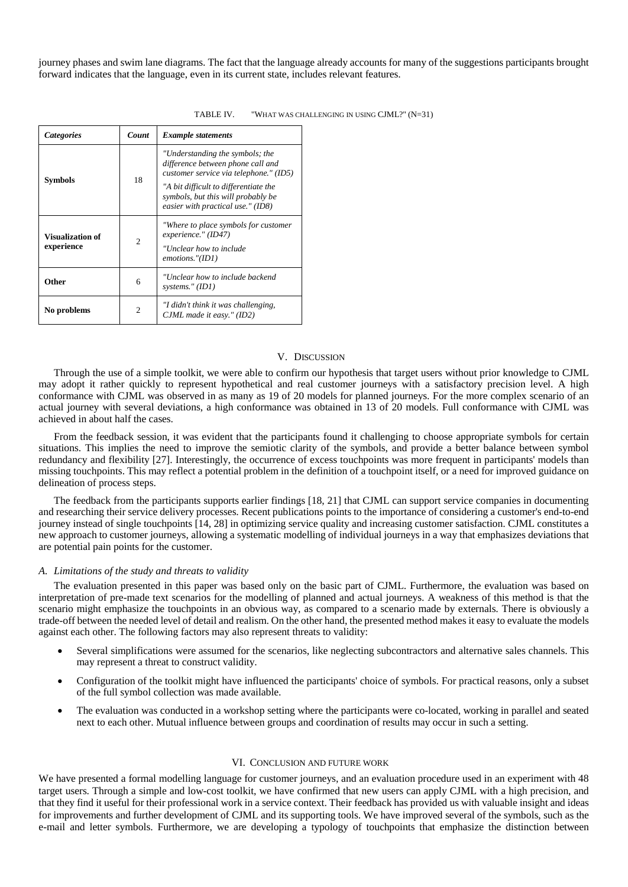journey phases and swim lane diagrams. The fact that the language already accounts for many of the suggestions participants brought forward indicates that the language, even in its current state, includes relevant features.

TABLE IV. "WHAT WAS CHALLENGING IN USING CJML?" (N=31)

| *Categories* | *Count* | *Example statements* |
|---|---|---|
| **Symbols** | 18 | *"Understanding the symbols; the difference between phone call and customer service via telephone." (ID5)* *"A bit difficult to differentiate the symbols, but this will probably be easier with practical use." (ID8)* |
| **Visualization of experience** | 2 | *"Where to place symbols for customer experience." (ID47)* *"Unclear how to include emotions."(ID1)* |
| **Other** | 6 | *"Unclear how to include backend systems." (ID1)* |
| **No problems** | 2 | *"I didn't think it was challenging, CJML made it easy." (ID2)* |

## V. DISCUSSION

Through the use of a simple toolkit, we were able to confirm our hypothesis that target users without prior knowledge to CJML may adopt it rather quickly to represent hypothetical and real customer journeys with a satisfactory precision level. A high conformance with CJML was observed in as many as 19 of 20 models for planned journeys. For the more complex scenario of an actual journey with several deviations, a high conformance was obtained in 13 of 20 models. Full conformance with CJML was achieved in about half the cases.

From the feedback session, it was evident that the participants found it challenging to choose appropriate symbols for certain situations. This implies the need to improve the semiotic clarity of the symbols, and provide a better balance between symbol redundancy and flexibility [27]. Interestingly, the occurrence of excess touchpoints was more frequent in participants' models than missing touchpoints. This may reflect a potential problem in the definition of a touchpoint itself, or a need for improved guidance on delineation of process steps.

The feedback from the participants supports earlier findings [18, 21] that CJML can support service companies in documenting and researching their service delivery processes. Recent publications points to the importance of considering a customer's end-to-end journey instead of single touchpoints [14, 28] in optimizing service quality and increasing customer satisfaction. CJML constitutes a new approach to customer journeys, allowing a systematic modelling of individual journeys in a way that emphasizes deviations that are potential pain points for the customer.

### A. Limitations of the study and threats to validity

The evaluation presented in this paper was based only on the basic part of CJML. Furthermore, the evaluation was based on interpretation of pre-made text scenarios for the modelling of planned and actual journeys. A weakness of this method is that the scenario might emphasize the touchpoints in an obvious way, as compared to a scenario made by externals. There is obviously a trade-off between the needed level of detail and realism. On the other hand, the presented method makes it easy to evaluate the models against each other. The following factors may also represent threats to validity:

- Several simplifications were assumed for the scenarios, like neglecting subcontractors and alternative sales channels. This may represent a threat to construct validity.
- Configuration of the toolkit might have influenced the participants' choice of symbols. For practical reasons, only a subset of the full symbol collection was made available.
- The evaluation was conducted in a workshop setting where the participants were co-located, working in parallel and seated next to each other. Mutual influence between groups and coordination of results may occur in such a setting.

## VI. CONCLUSION AND FUTURE WORK

We have presented a formal modelling language for customer journeys, and an evaluation procedure used in an experiment with 48 target users. Through a simple and low-cost toolkit, we have confirmed that new users can apply CJML with a high precision, and that they find it useful for their professional work in a service context. Their feedback has provided us with valuable insight and ideas for improvements and further development of CJML and its supporting tools. We have improved several of the symbols, such as the e-mail and letter symbols. Furthermore, we are developing a typology of touchpoints that emphasize the distinction between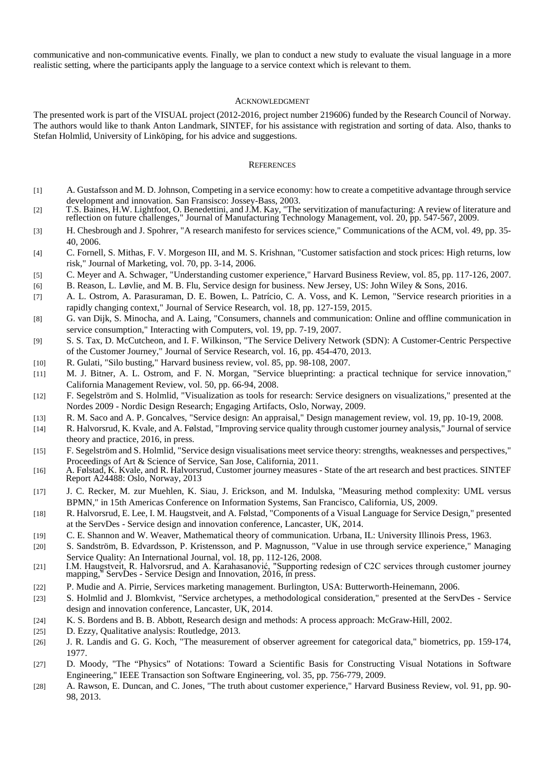communicative and non-communicative events. Finally, we plan to conduct a new study to evaluate the visual language in a more realistic setting, where the participants apply the language to a service context which is relevant to them.

## Acknowledgment

The presented work is part of the VISUAL project (2012-2016, project number 219606) funded by the Research Council of Norway. The authors would like to thank Anton Landmark, SINTEF, for his assistance with registration and sorting of data. Also, thanks to Stefan Holmlid, University of Linköping, for his advice and suggestions.

## References

[1] A. Gustafsson and M. D. Johnson, Competing in a service economy: how to create a competitive advantage through service development and innovation. San Fransisco: Jossey-Bass, 2003.

[2] T.S. Baines, H.W. Lightfoot, O. Benedettini, and J.M. Kay, "The servitization of manufacturing: A review of literature and reflection on future challenges," Journal of Manufacturing Technology Management, vol. 20, pp. 547-567, 2009.

[3] H. Chesbrough and J. Spohrer, "A research manifesto for services science," Communications of the ACM, vol. 49, pp. 35-40, 2006.

[4] C. Fornell, S. Mithas, F. V. Morgeson III, and M. S. Krishnan, "Customer satisfaction and stock prices: High returns, low risk," Journal of Marketing, vol. 70, pp. 3-14, 2006.

[5] C. Meyer and A. Schwager, "Understanding customer experience," Harvard Business Review, vol. 85, pp. 117-126, 2007.

[6] B. Reason, L. Løvlie, and M. B. Flu, Service design for business. New Jersey, US: John Wiley & Sons, 2016.

[7] A. L. Ostrom, A. Parasuraman, D. E. Bowen, L. Patrício, C. A. Voss, and K. Lemon, "Service research priorities in a rapidly changing context," Journal of Service Research, vol. 18, pp. 127-159, 2015.

[8] G. van Dijk, S. Minocha, and A. Laing, "Consumers, channels and communication: Online and offline communication in service consumption," Interacting with Computers, vol. 19, pp. 7-19, 2007.

[9] S. S. Tax, D. McCutcheon, and I. F. Wilkinson, "The Service Delivery Network (SDN): A Customer-Centric Perspective of the Customer Journey," Journal of Service Research, vol. 16, pp. 454-470, 2013.

[10] R. Gulati, "Silo busting," Harvard business review, vol. 85, pp. 98-108, 2007.

[11] M. J. Bitner, A. L. Ostrom, and F. N. Morgan, "Service blueprinting: a practical technique for service innovation," California Management Review, vol. 50, pp. 66-94, 2008.

[12] F. Segelström and S. Holmlid, "Visualization as tools for research: Service designers on visualizations," presented at the Nordes 2009 - Nordic Design Research; Engaging Artifacts, Oslo, Norway, 2009.

[13] R. M. Saco and A. P. Goncalves, "Service design: An appraisal," Design management review, vol. 19, pp. 10-19, 2008.

[14] R. Halvorsrud, K. Kvale, and A. Følstad, "Improving service quality through customer journey analysis," Journal of service theory and practice, 2016, in press.

[15] F. Segelström and S. Holmlid, "Service design visualisations meet service theory: strengths, weaknesses and perspectives," Proceedings of Art & Science of Service, San Jose, California, 2011.

[16] A. Følstad, K. Kvale, and R. Halvorsrud, Customer journey measures - State of the art research and best practices. SINTEF Report A24488: Oslo, Norway, 2013

[17] J. C. Recker, M. zur Muehlen, K. Siau, J. Erickson, and M. Indulska, "Measuring method complexity: UML versus BPMN," in 15th Americas Conference on Information Systems, San Francisco, California, US, 2009.

[18] R. Halvorsrud, E. Lee, I. M. Haugstveit, and A. Følstad, "Components of a Visual Language for Service Design," presented at the ServDes - Service design and innovation conference, Lancaster, UK, 2014.

[19] C. E. Shannon and W. Weaver, Mathematical theory of communication. Urbana, IL: University Illinois Press, 1963.

[20] S. Sandström, B. Edvardsson, P. Kristensson, and P. Magnusson, "Value in use through service experience," Managing Service Quality: An International Journal, vol. 18, pp. 112-126, 2008.

[21] I.M. Haugstveit, R. Halvorsrud, and A. Karahasanović, "Supporting redesign of C2C services through customer journey mapping," ServDes - Service Design and Innovation, 2016, in press.

[22] P. Mudie and A. Pirrie, Services marketing management. Burlington, USA: Butterworth-Heinemann, 2006.

[23] S. Holmlid and J. Blomkvist, "Service archetypes, a methodological consideration," presented at the ServDes - Service design and innovation conference, Lancaster, UK, 2014.

[24] K. S. Bordens and B. B. Abbott, Research design and methods: A process approach: McGraw-Hill, 2002.

[25] D. Ezzy, Qualitative analysis: Routledge, 2013.

[26] J. R. Landis and G. G. Koch, "The measurement of observer agreement for categorical data," biometrics, pp. 159-174, 1977.

[27] D. Moody, "The "Physics" of Notations: Toward a Scientific Basis for Constructing Visual Notations in Software Engineering," IEEE Transaction son Software Engineering, vol. 35, pp. 756-779, 2009.

[28] A. Rawson, E. Duncan, and C. Jones, "The truth about customer experience," Harvard Business Review, vol. 91, pp. 90-98, 2013.